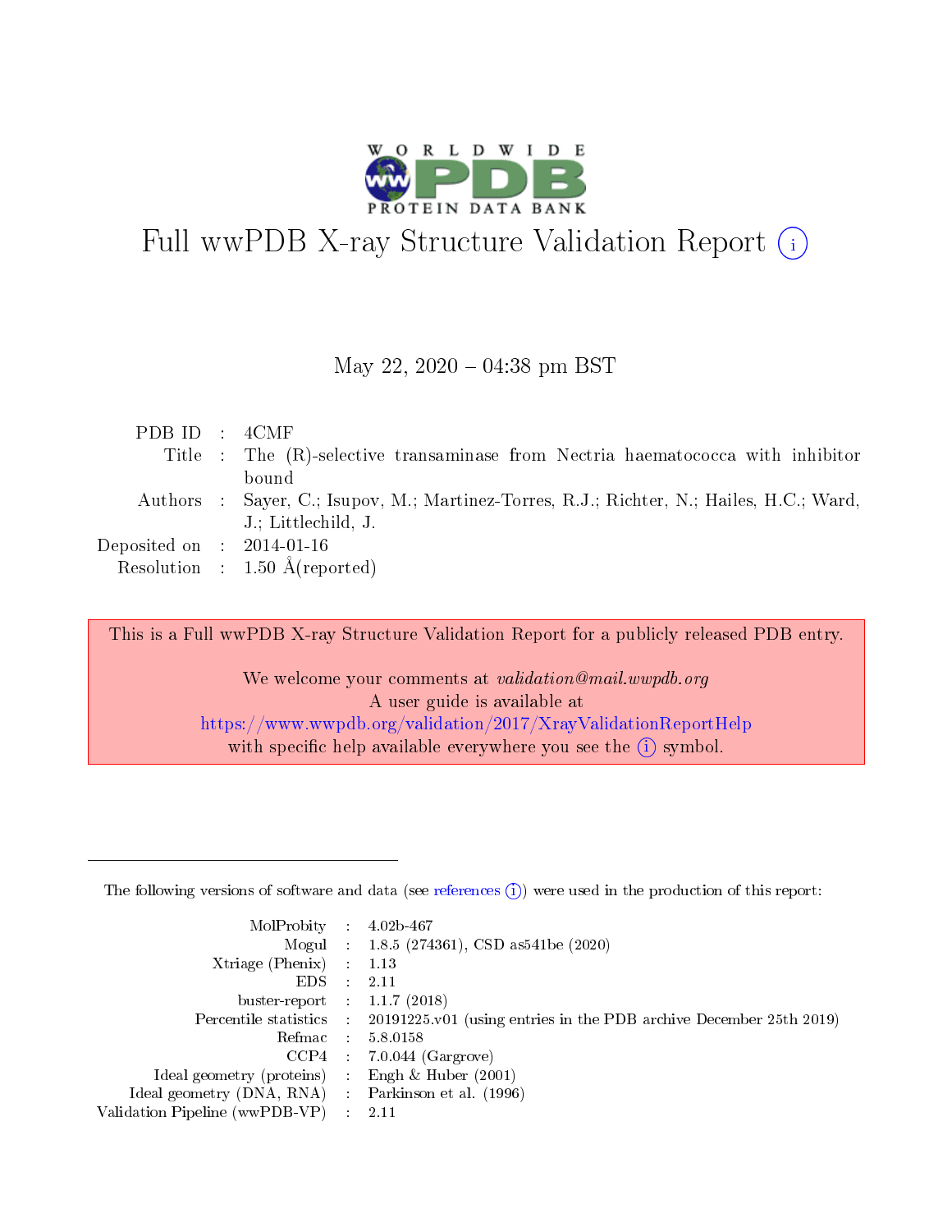# Full wwPDB X-ray Structure Validation Report (i)

May 22, 2020 – 04:38 pm BST

| | | |
|---|---|---|
| PDB ID | : | 4CMF |
| Title | : | The (R)-selective transaminase from Nectria haematococca with inhibitor bound |
| Authors | : | Sayer, C.; Isupov, M.; Martinez-Torres, R.J.; Richter, N.; Hailes, H.C.; Ward, J.; Littlechild, J. |
| Deposited on | : | 2014-01-16 |
| Resolution | : | 1.50 Å(reported) |

This is a Full wwPDB X-ray Structure Validation Report for a publicly released PDB entry.

We welcome your comments at *validation@mail.wwpdb.org*
A user guide is available at
https://www.wwpdb.org/validation/2017/XrayValidationReportHelp
with specific help available everywhere you see the (i) symbol.

---

The following versions of software and data (see references (i)) were used in the production of this report:

| | | |
|---|---|---|
| MolProbity | : | 4.02b-467 |
| Mogul | : | 1.8.5 (274361), CSD as541be (2020) |
| Xtriage (Phenix) | : | 1.13 |
| EDS | : | 2.11 |
| buster-report | : | 1.1.7 (2018) |
| Percentile statistics | : | 20191225.v01 (using entries in the PDB archive December 25th 2019) |
| Refmac | : | 5.8.0158 |
| CCP4 | : | 7.0.044 (Gargrove) |
| Ideal geometry (proteins) | : | Engh & Huber (2001) |
| Ideal geometry (DNA, RNA) | : | Parkinson et al. (1996) |
| Validation Pipeline (wwPDB-VP) | : | 2.11 |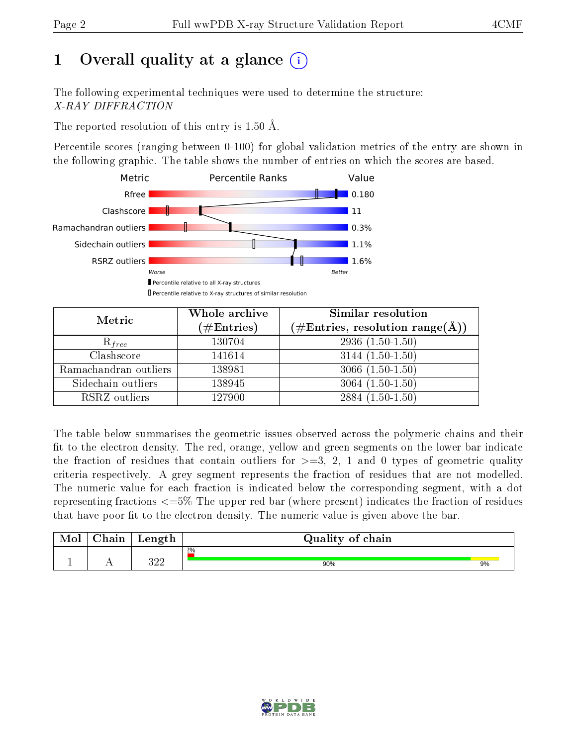# 1 Overall quality at a glance (i)

The following experimental techniques were used to determine the structure:
*X-RAY DIFFRACTION*

The reported resolution of this entry is 1.50 Å.

Percentile scores (ranging between 0-100) for global validation metrics of the entry are shown in the following graphic. The table shows the number of entries on which the scores are based.

| Metric | Value |
|---|---|
| Rfree | 0.180 |
| Clashscore | 11 |
| Ramachandran outliers | 0.3% |
| Sidechain outliers | 1.1% |
| RSRZ outliers | 1.6% |

Worse — Better

▮ Percentile relative to all X-ray structures
▯ Percentile relative to X-ray structures of similar resolution

| Metric | Whole archive (#Entries) | Similar resolution (#Entries, resolution range(Å)) |
|---|---|---|
| $R_{free}$ | 130704 | 2936 (1.50-1.50) |
| Clashscore | 141614 | 3144 (1.50-1.50) |
| Ramachandran outliers | 138981 | 3066 (1.50-1.50) |
| Sidechain outliers | 138945 | 3064 (1.50-1.50) |
| RSRZ outliers | 127900 | 2884 (1.50-1.50) |

The table below summarises the geometric issues observed across the polymeric chains and their fit to the electron density. The red, orange, yellow and green segments on the lower bar indicate the fraction of residues that contain outliers for >=3, 2, 1 and 0 types of geometric quality criteria respectively. A grey segment represents the fraction of residues that are not modelled. The numeric value for each fraction is indicated below the corresponding segment, with a dot representing fractions <=5% The upper red bar (where present) indicates the fraction of residues that have poor fit to the electron density. The numeric value is given above the bar.

| Mol | Chain | Length | Quality of chain |
|---|---|---|---|
| 1 | A | 322 | 2% (upper red); 90% (green), 9% (yellow) |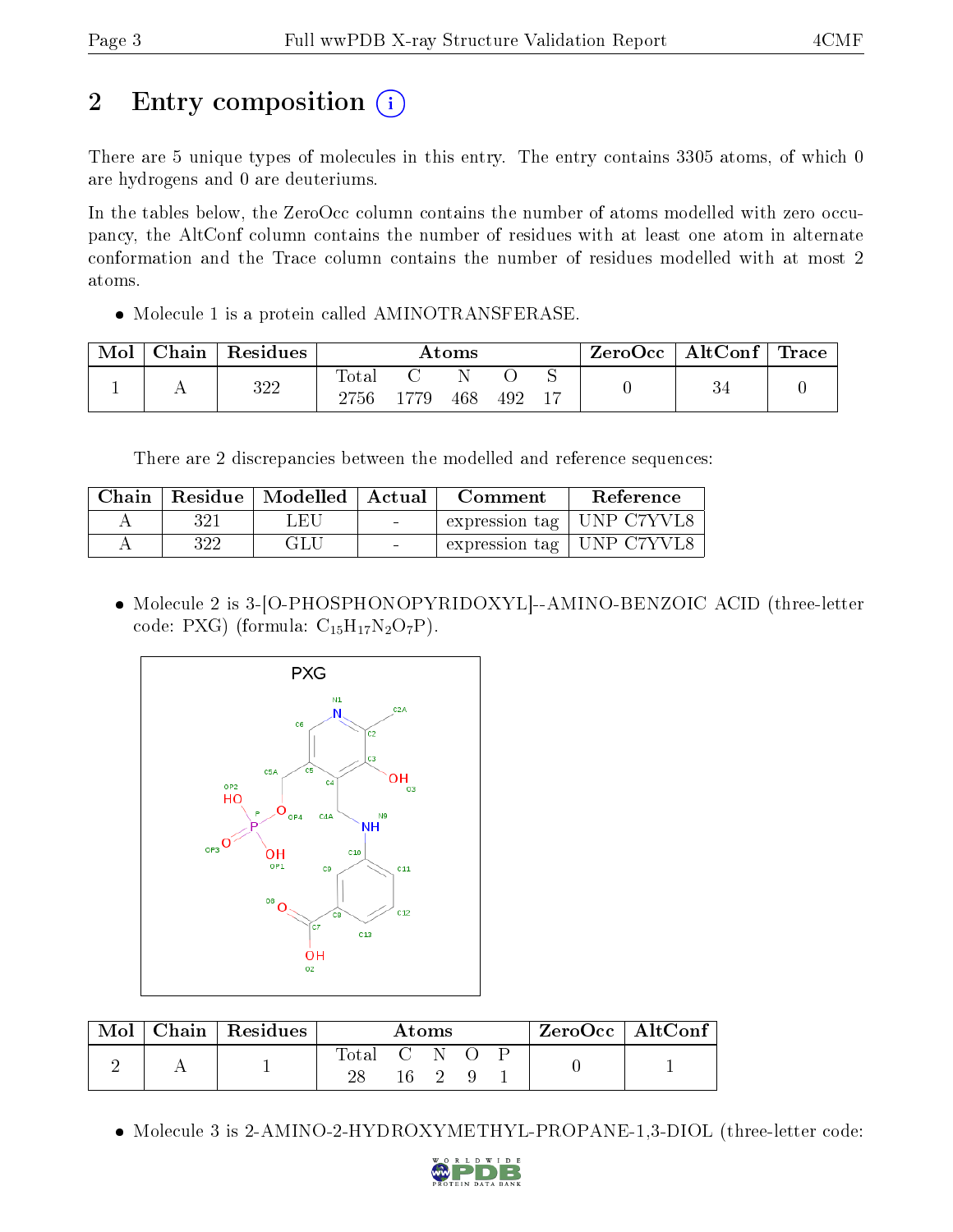# 2 Entry composition

There are 5 unique types of molecules in this entry. The entry contains 3305 atoms, of which 0 are hydrogens and 0 are deuteriums.

In the tables below, the ZeroOcc column contains the number of atoms modelled with zero occupancy, the AltConf column contains the number of residues with at least one atom in alternate conformation and the Trace column contains the number of residues modelled with at most 2 atoms.

- Molecule 1 is a protein called AMINOTRANSFERASE.

| Mol | Chain | Residues | Atoms | | | | | ZeroOcc | AltConf | Trace |
|---|---|---|---|---|---|---|---|---|---|---|
| 1 | A | 322 | Total<br>2756 | C<br>1779 | N<br>468 | O<br>492 | S<br>17 | 0 | 34 | 0 |

There are 2 discrepancies between the modelled and reference sequences:

| Chain | Residue | Modelled | Actual | Comment | Reference |
|---|---|---|---|---|---|
| A | 321 | LEU | - | expression tag | UNP C7YVL8 |
| A | 322 | GLU | - | expression tag | UNP C7YVL8 |

- Molecule 2 is 3-[O-PHOSPHONOPYRIDOXYL]--AMINO-BENZOIC ACID (three-letter code: PXG) (formula: $C_{15}H_{17}N_2O_7P$).

| Mol | Chain | Residues | Atoms | | | | | ZeroOcc | AltConf |
|---|---|---|---|---|---|---|---|---|---|
| 2 | A | 1 | Total<br>28 | C<br>16 | N<br>2 | O<br>9 | P<br>1 | 0 | 1 |

- Molecule 3 is 2-AMINO-2-HYDROXYMETHYL-PROPANE-1,3-DIOL (three-letter code: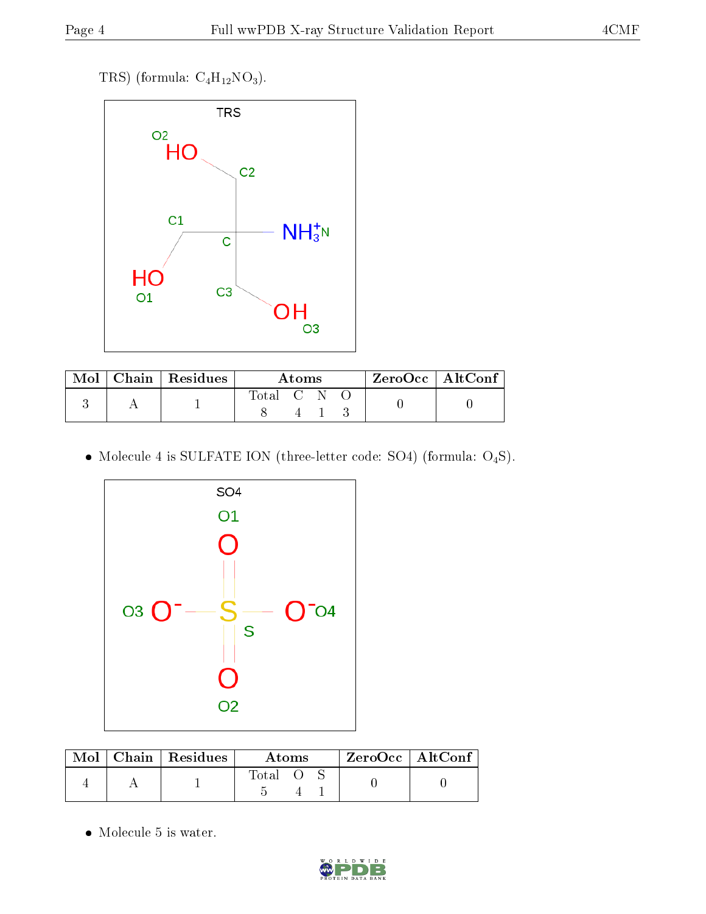TRS) (formula: $C_4H_{12}NO_3$).

| Mol | Chain | Residues | Atoms | | | | ZeroOcc | AltConf |
|---|---|---|---|---|---|---|---|---|
| | | | Total | C | N | O | | |
| 3 | A | 1 | 8 | 4 | 1 | 3 | 0 | 0 |

- Molecule 4 is SULFATE ION (three-letter code: SO4) (formula: $O_4S$).

| Mol | Chain | Residues | Atoms | | | ZeroOcc | AltConf |
|---|---|---|---|---|---|---|---|
| | | | Total | O | S | | |
| 4 | A | 1 | 5 | 4 | 1 | 0 | 0 |

- Molecule 5 is water.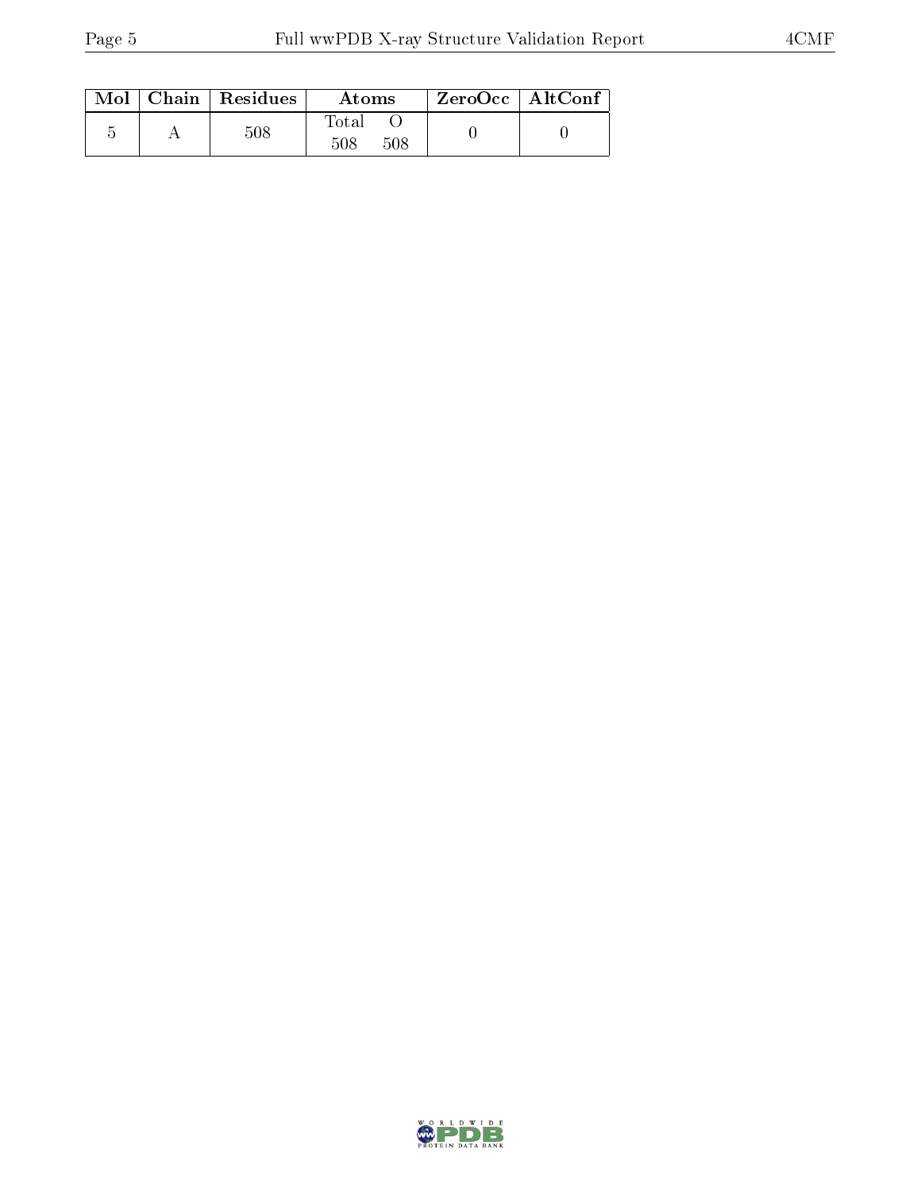| Mol | Chain | Residues | Atoms | | ZeroOcc | AltConf |
|---|---|---|---|---|---|---|
| | | | Total | O | | |
| 5 | A | 508 | 508 | 508 | 0 | 0 |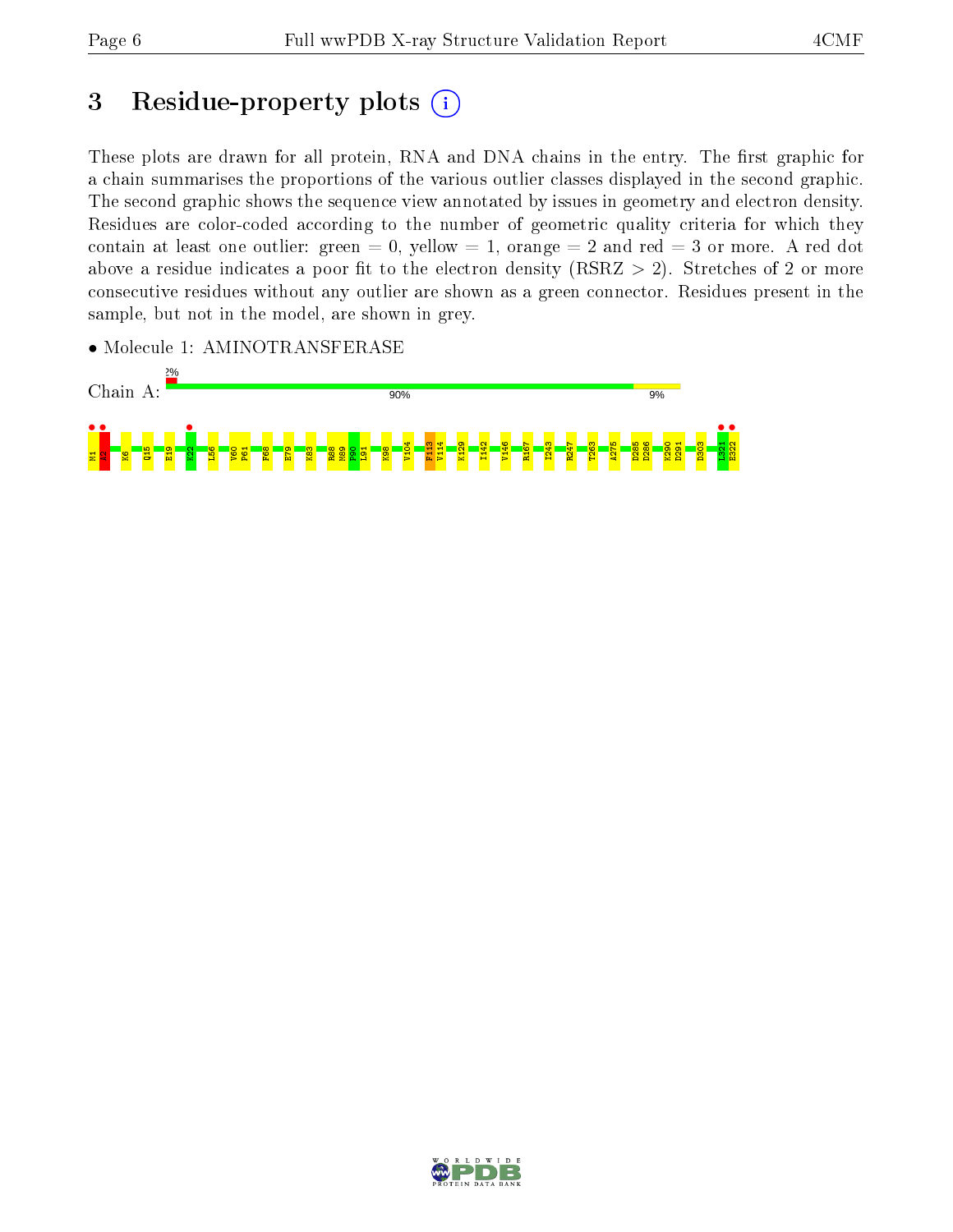# 3 Residue-property plots

These plots are drawn for all protein, RNA and DNA chains in the entry. The first graphic for a chain summarises the proportions of the various outlier classes displayed in the second graphic. The second graphic shows the sequence view annotated by issues in geometry and electron density. Residues are color-coded according to the number of geometric quality criteria for which they contain at least one outlier: green = 0, yellow = 1, orange = 2 and red = 3 or more. A red dot above a residue indicates a poor fit to the electron density (RSRZ > 2). Stretches of 2 or more consecutive residues without any outlier are shown as a green connector. Residues present in the sample, but not in the model, are shown in grey.

- Molecule 1: AMINOTRANSFERASE

Chain A: 2% | 90% | 9%

M1 S2 K6 Q15 E19 K22 L56 V60 P61 F68 E79 K83 R88 M89 P90 L91 K98 V104 F113 V114 K129 I142 V146 R167 I243 R247 T263 A275 D285 D286 K290 D291 D303 L321 E322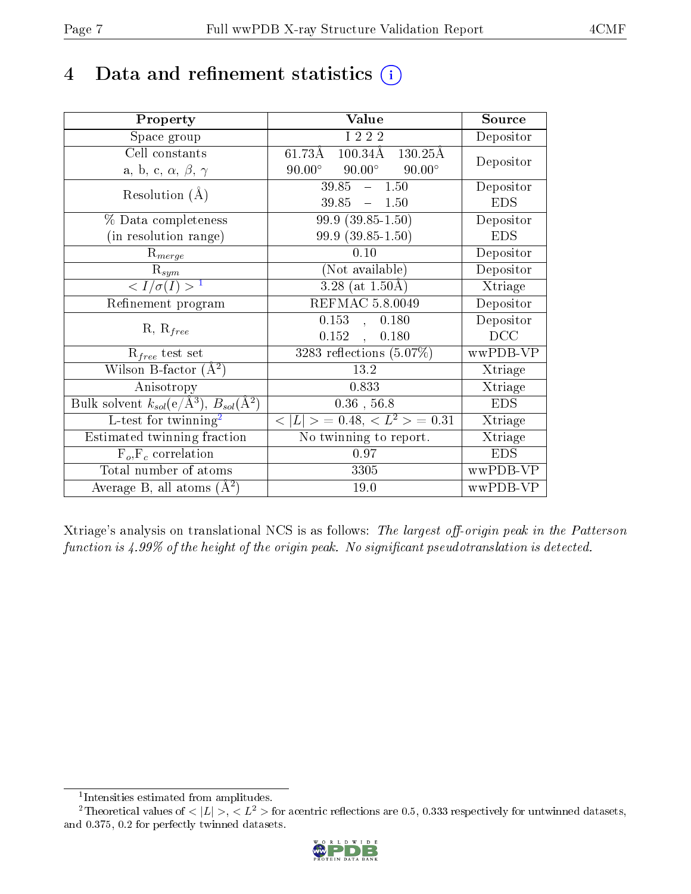# 4 Data and refinement statistics (i)

| Property | Value | Source |
|---|---|---|
| Space group | I 2 2 2 | Depositor |
| Cell constants<br>a, b, c, $\alpha$, $\beta$, $\gamma$ | 61.73Å 100.34Å 130.25Å<br>90.00° 90.00° 90.00° | Depositor |
| Resolution (Å) | 39.85 – 1.50<br>39.85 – 1.50 | Depositor<br>EDS |
| % Data completeness<br>(in resolution range) | 99.9 (39.85-1.50)<br>99.9 (39.85-1.50) | Depositor<br>EDS |
| $R_{merge}$ | 0.10 | Depositor |
| $R_{sym}$ | (Not available) | Depositor |
| $< I/\sigma(I) >$ [1] | 3.28 (at 1.50Å) | Xtriage |
| Refinement program | REFMAC 5.8.0049 | Depositor |
| R, $R_{free}$ | 0.153 , 0.180<br>0.152 , 0.180 | Depositor<br>DCC |
| $R_{free}$ test set | 3283 reflections (5.07%) | wwPDB-VP |
| Wilson B-factor (Å$^2$) | 13.2 | Xtriage |
| Anisotropy | 0.833 | Xtriage |
| Bulk solvent $k_{sol}$(e/Å$^3$), $B_{sol}$(Å$^2$) | 0.36 , 56.8 | EDS |
| L-test for twinning[2] | $< \|L\| >$ = 0.48, $< L^2 >$ = 0.31 | Xtriage |
| Estimated twinning fraction | No twinning to report. | Xtriage |
| $F_o$,$F_c$ correlation | 0.97 | EDS |
| Total number of atoms | 3305 | wwPDB-VP |
| Average B, all atoms (Å$^2$) | 19.0 | wwPDB-VP |

Xtriage's analysis on translational NCS is as follows: *The largest off-origin peak in the Patterson function is 4.99% of the height of the origin peak. No significant pseudotranslation is detected.*

[1] Intensities estimated from amplitudes.

[2] Theoretical values of $< |L| >$, $< L^2 >$ for acentric reflections are 0.5, 0.333 respectively for untwinned datasets, and 0.375, 0.2 for perfectly twinned datasets.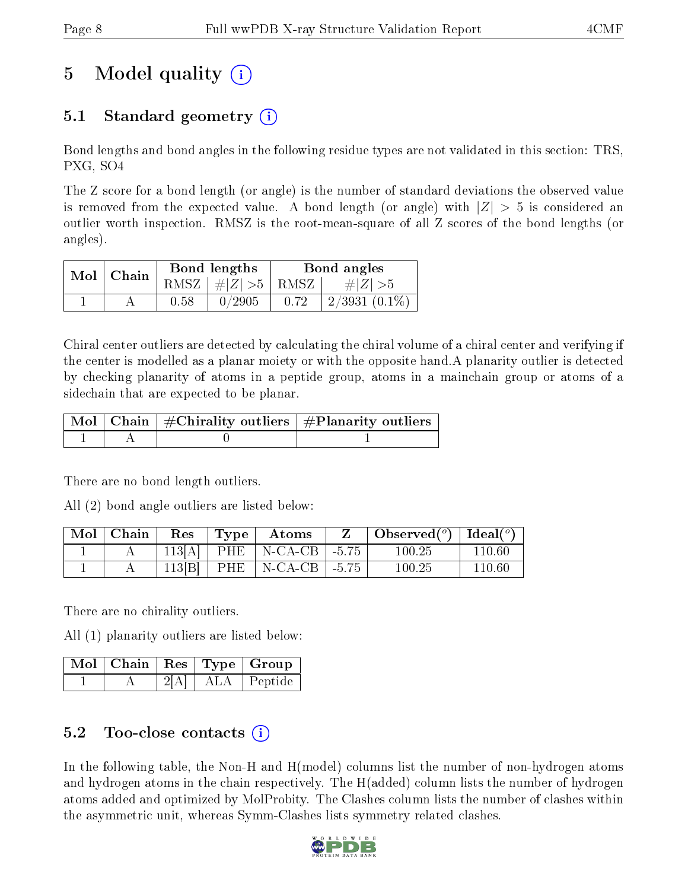# 5 Model quality (i)

## 5.1 Standard geometry (i)

Bond lengths and bond angles in the following residue types are not validated in this section: TRS, PXG, SO4

The Z score for a bond length (or angle) is the number of standard deviations the observed value is removed from the expected value. A bond length (or angle) with $|Z| > 5$ is considered an outlier worth inspection. RMSZ is the root-mean-square of all Z scores of the bond lengths (or angles).

| Mol | Chain | Bond lengths | | Bond angles | |
|---|---|---|---|---|---|
| | | RMSZ | $\#\|Z\| > 5$ | RMSZ | $\#\|Z\| > 5$ |
| 1 | A | 0.58 | 0/2905 | 0.72 | 2/3931 (0.1%) |

Chiral center outliers are detected by calculating the chiral volume of a chiral center and verifying if the center is modelled as a planar moiety or with the opposite hand.A planarity outlier is detected by checking planarity of atoms in a peptide group, atoms in a mainchain group or atoms of a sidechain that are expected to be planar.

| Mol | Chain | #Chirality outliers | #Planarity outliers |
|---|---|---|---|
| 1 | A | 0 | 1 |

There are no bond length outliers.

All (2) bond angle outliers are listed below:

| Mol | Chain | Res | Type | Atoms | Z | Observed($^o$) | Ideal($^o$) |
|---|---|---|---|---|---|---|---|
| 1 | A | 113[A] | PHE | N-CA-CB | -5.75 | 100.25 | 110.60 |
| 1 | A | 113[B] | PHE | N-CA-CB | -5.75 | 100.25 | 110.60 |

There are no chirality outliers.

All (1) planarity outliers are listed below:

| Mol | Chain | Res | Type | Group |
|---|---|---|---|---|
| 1 | A | 2[A] | ALA | Peptide |

## 5.2 Too-close contacts (i)

In the following table, the Non-H and H(model) columns list the number of non-hydrogen atoms and hydrogen atoms in the chain respectively. The H(added) column lists the number of hydrogen atoms added and optimized by MolProbity. The Clashes column lists the number of clashes within the asymmetric unit, whereas Symm-Clashes lists symmetry related clashes.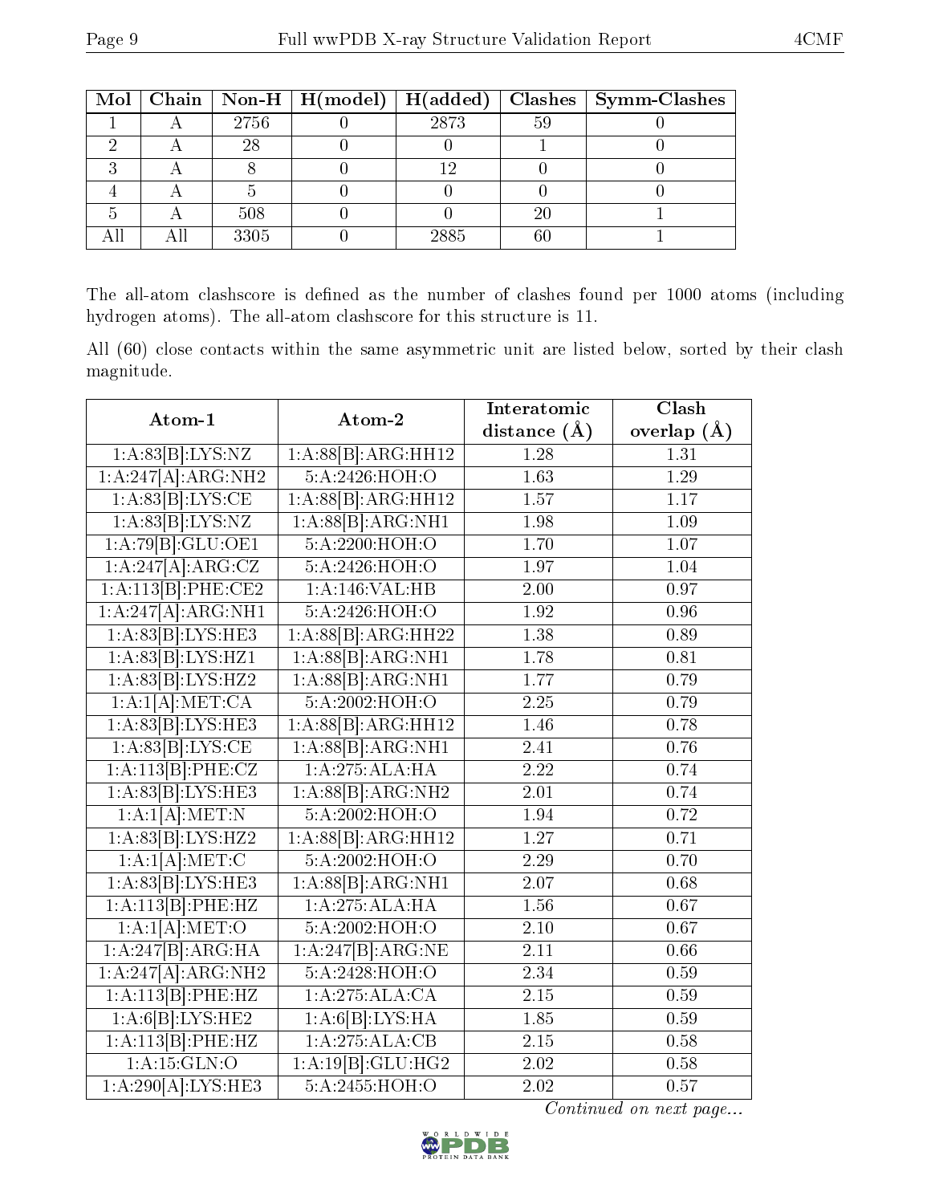| Mol | Chain | Non-H | H(model) | H(added) | Clashes | Symm-Clashes |
|---|---|---|---|---|---|---|
| 1 | A | 2756 | 0 | 2873 | 59 | 0 |
| 2 | A | 28 | 0 | 0 | 1 | 0 |
| 3 | A | 8 | 0 | 12 | 0 | 0 |
| 4 | A | 5 | 0 | 0 | 0 | 0 |
| 5 | A | 508 | 0 | 0 | 20 | 1 |
| All | All | 3305 | 0 | 2885 | 60 | 1 |

The all-atom clashscore is defined as the number of clashes found per 1000 atoms (including hydrogen atoms). The all-atom clashscore for this structure is 11.

All (60) close contacts within the same asymmetric unit are listed below, sorted by their clash magnitude.

| Atom-1 | Atom-2 | Interatomic distance (Å) | Clash overlap (Å) |
|---|---|---|---|
| 1:A:83[B]:LYS:NZ | 1:A:88[B]:ARG:HH12 | 1.28 | 1.31 |
| 1:A:247[A]:ARG:NH2 | 5:A:2426:HOH:O | 1.63 | 1.29 |
| 1:A:83[B]:LYS:CE | 1:A:88[B]:ARG:HH12 | 1.57 | 1.17 |
| 1:A:83[B]:LYS:NZ | 1:A:88[B]:ARG:NH1 | 1.98 | 1.09 |
| 1:A:79[B]:GLU:OE1 | 5:A:2200:HOH:O | 1.70 | 1.07 |
| 1:A:247[A]:ARG:CZ | 5:A:2426:HOH:O | 1.97 | 1.04 |
| 1:A:113[B]:PHE:CE2 | 1:A:146:VAL:HB | 2.00 | 0.97 |
| 1:A:247[A]:ARG:NH1 | 5:A:2426:HOH:O | 1.92 | 0.96 |
| 1:A:83[B]:LYS:HE3 | 1:A:88[B]:ARG:HH22 | 1.38 | 0.89 |
| 1:A:83[B]:LYS:HZ1 | 1:A:88[B]:ARG:NH1 | 1.78 | 0.81 |
| 1:A:83[B]:LYS:HZ2 | 1:A:88[B]:ARG:NH1 | 1.77 | 0.79 |
| 1:A:1[A]:MET:CA | 5:A:2002:HOH:O | 2.25 | 0.79 |
| 1:A:83[B]:LYS:HE3 | 1:A:88[B]:ARG:HH12 | 1.46 | 0.78 |
| 1:A:83[B]:LYS:CE | 1:A:88[B]:ARG:NH1 | 2.41 | 0.76 |
| 1:A:113[B]:PHE:CZ | 1:A:275:ALA:HA | 2.22 | 0.74 |
| 1:A:83[B]:LYS:HE3 | 1:A:88[B]:ARG:NH2 | 2.01 | 0.74 |
| 1:A:1[A]:MET:N | 5:A:2002:HOH:O | 1.94 | 0.72 |
| 1:A:83[B]:LYS:HZ2 | 1:A:88[B]:ARG:HH12 | 1.27 | 0.71 |
| 1:A:1[A]:MET:C | 5:A:2002:HOH:O | 2.29 | 0.70 |
| 1:A:83[B]:LYS:HE3 | 1:A:88[B]:ARG:NH1 | 2.07 | 0.68 |
| 1:A:113[B]:PHE:HZ | 1:A:275:ALA:HA | 1.56 | 0.67 |
| 1:A:1[A]:MET:O | 5:A:2002:HOH:O | 2.10 | 0.67 |
| 1:A:247[B]:ARG:HA | 1:A:247[B]:ARG:NE | 2.11 | 0.66 |
| 1:A:247[A]:ARG:NH2 | 5:A:2428:HOH:O | 2.34 | 0.59 |
| 1:A:113[B]:PHE:HZ | 1:A:275:ALA:CA | 2.15 | 0.59 |
| 1:A:6[B]:LYS:HE2 | 1:A:6[B]:LYS:HA | 1.85 | 0.59 |
| 1:A:113[B]:PHE:HZ | 1:A:275:ALA:CB | 2.15 | 0.58 |
| 1:A:15:GLN:O | 1:A:19[B]:GLU:HG2 | 2.02 | 0.58 |
| 1:A:290[A]:LYS:HE3 | 5:A:2455:HOH:O | 2.02 | 0.57 |

*Continued on next page...*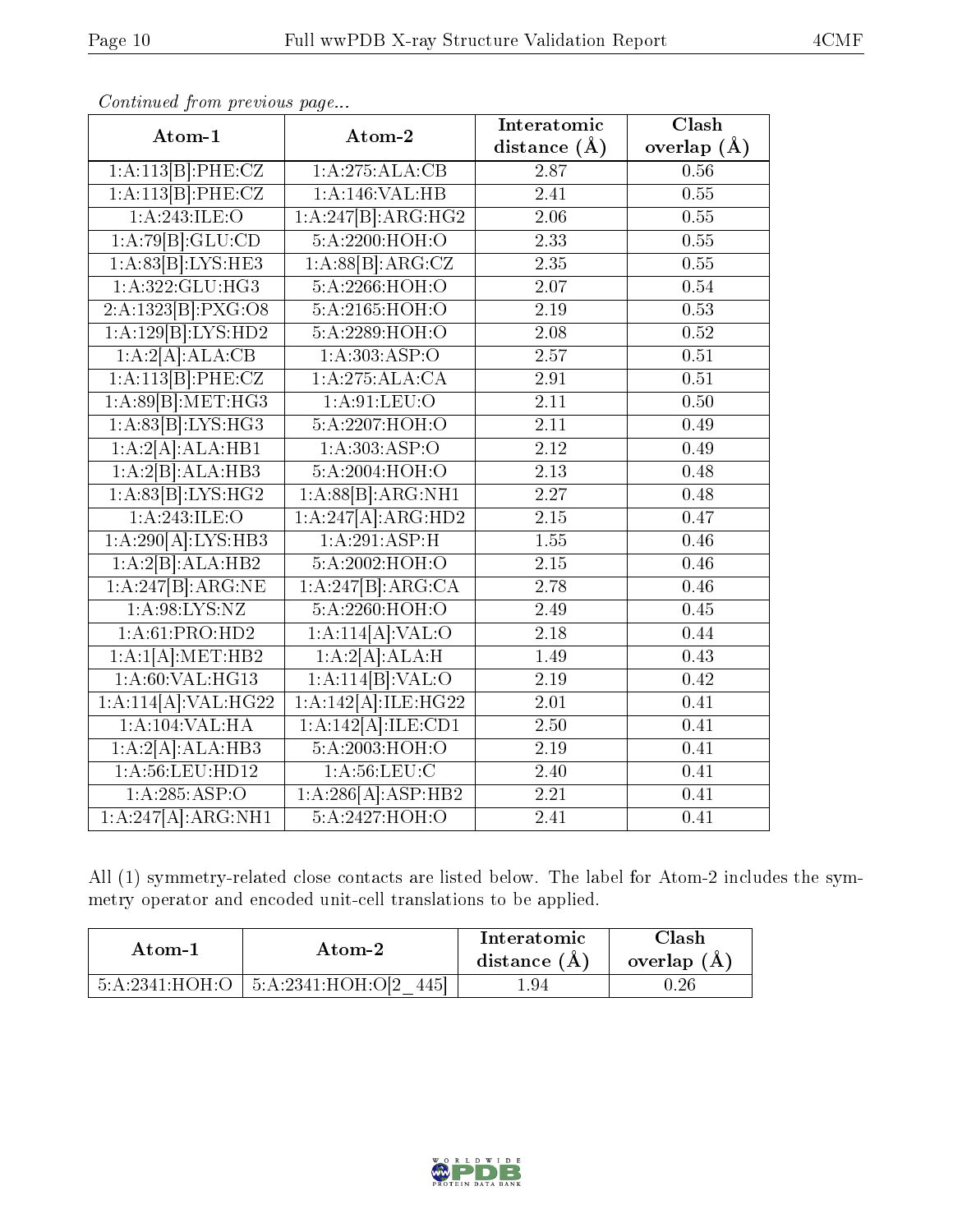*Continued from previous page...*

| Atom-1 | Atom-2 | Interatomic distance (Å) | Clash overlap (Å) |
|---|---|---|---|
| 1:A:113[B]:PHE:CZ | 1:A:275:ALA:CB | 2.87 | 0.56 |
| 1:A:113[B]:PHE:CZ | 1:A:146:VAL:HB | 2.41 | 0.55 |
| 1:A:243:ILE:O | 1:A:247[B]:ARG:HG2 | 2.06 | 0.55 |
| 1:A:79[B]:GLU:CD | 5:A:2200:HOH:O | 2.33 | 0.55 |
| 1:A:83[B]:LYS:HE3 | 1:A:88[B]:ARG:CZ | 2.35 | 0.55 |
| 1:A:322:GLU:HG3 | 5:A:2266:HOH:O | 2.07 | 0.54 |
| 2:A:1323[B]:PXG:O8 | 5:A:2165:HOH:O | 2.19 | 0.53 |
| 1:A:129[B]:LYS:HD2 | 5:A:2289:HOH:O | 2.08 | 0.52 |
| 1:A:2[A]:ALA:CB | 1:A:303:ASP:O | 2.57 | 0.51 |
| 1:A:113[B]:PHE:CZ | 1:A:275:ALA:CA | 2.91 | 0.51 |
| 1:A:89[B]:MET:HG3 | 1:A:91:LEU:O | 2.11 | 0.50 |
| 1:A:83[B]:LYS:HG3 | 5:A:2207:HOH:O | 2.11 | 0.49 |
| 1:A:2[A]:ALA:HB1 | 1:A:303:ASP:O | 2.12 | 0.49 |
| 1:A:2[B]:ALA:HB3 | 5:A:2004:HOH:O | 2.13 | 0.48 |
| 1:A:83[B]:LYS:HG2 | 1:A:88[B]:ARG:NH1 | 2.27 | 0.48 |
| 1:A:243:ILE:O | 1:A:247[A]:ARG:HD2 | 2.15 | 0.47 |
| 1:A:290[A]:LYS:HB3 | 1:A:291:ASP:H | 1.55 | 0.46 |
| 1:A:2[B]:ALA:HB2 | 5:A:2002:HOH:O | 2.15 | 0.46 |
| 1:A:247[B]:ARG:NE | 1:A:247[B]:ARG:CA | 2.78 | 0.46 |
| 1:A:98:LYS:NZ | 5:A:2260:HOH:O | 2.49 | 0.45 |
| 1:A:61:PRO:HD2 | 1:A:114[A]:VAL:O | 2.18 | 0.44 |
| 1:A:1[A]:MET:HB2 | 1:A:2[A]:ALA:H | 1.49 | 0.43 |
| 1:A:60:VAL:HG13 | 1:A:114[B]:VAL:O | 2.19 | 0.42 |
| 1:A:114[A]:VAL:HG22 | 1:A:142[A]:ILE:HG22 | 2.01 | 0.41 |
| 1:A:104:VAL:HA | 1:A:142[A]:ILE:CD1 | 2.50 | 0.41 |
| 1:A:2[A]:ALA:HB3 | 5:A:2003:HOH:O | 2.19 | 0.41 |
| 1:A:56:LEU:HD12 | 1:A:56:LEU:C | 2.40 | 0.41 |
| 1:A:285:ASP:O | 1:A:286[A]:ASP:HB2 | 2.21 | 0.41 |
| 1:A:247[A]:ARG:NH1 | 5:A:2427:HOH:O | 2.41 | 0.41 |

All (1) symmetry-related close contacts are listed below. The label for Atom-2 includes the symmetry operator and encoded unit-cell translations to be applied.

| Atom-1 | Atom-2 | Interatomic distance (Å) | Clash overlap (Å) |
|---|---|---|---|
| 5:A:2341:HOH:O | 5:A:2341:HOH:O[2_445] | 1.94 | 0.26 |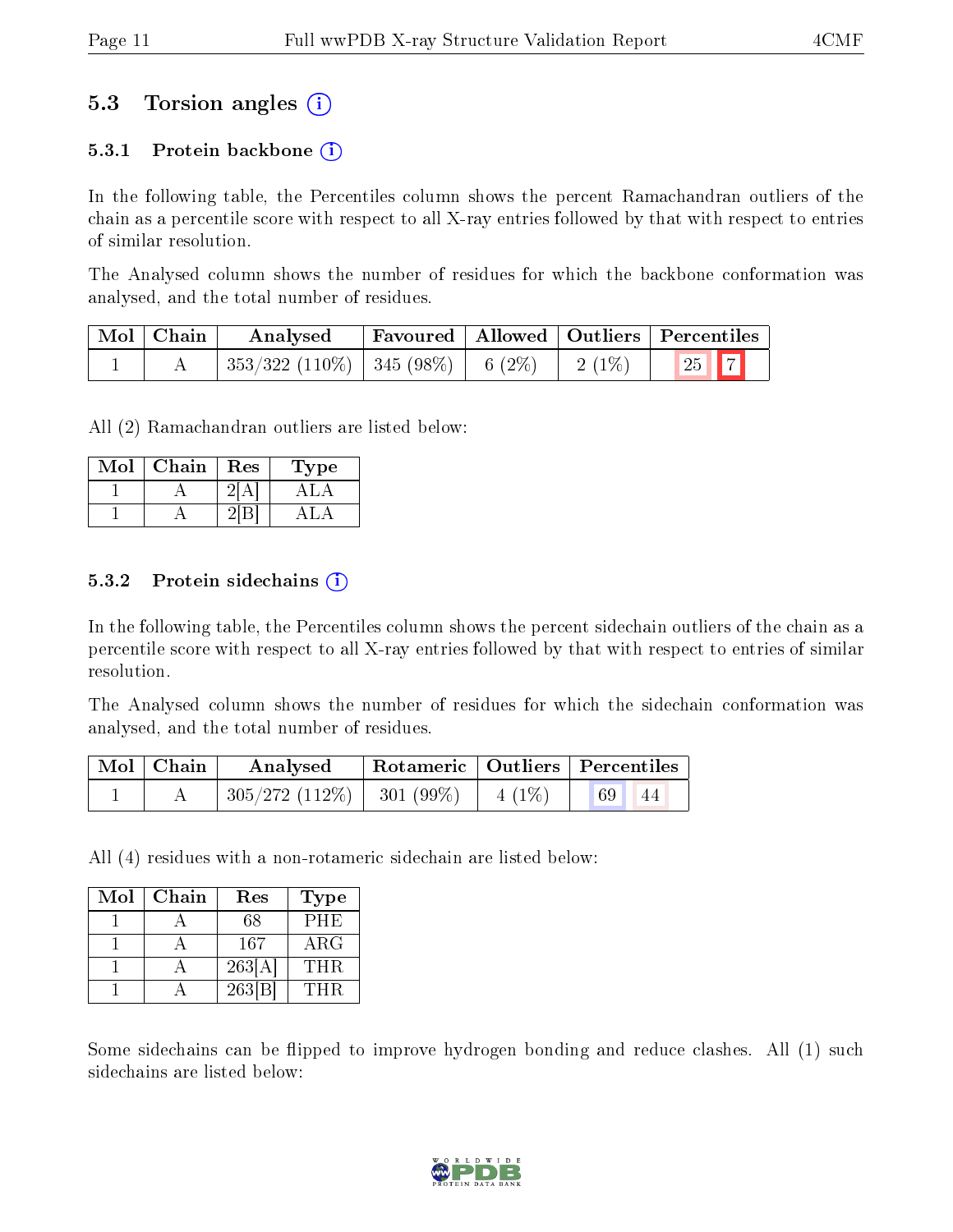## 5.3 Torsion angles (i)

### 5.3.1 Protein backbone (i)

In the following table, the Percentiles column shows the percent Ramachandran outliers of the chain as a percentile score with respect to all X-ray entries followed by that with respect to entries of similar resolution.

The Analysed column shows the number of residues for which the backbone conformation was analysed, and the total number of residues.

| Mol | Chain | Analysed | Favoured | Allowed | Outliers | Percentiles | |
|---|---|---|---|---|---|---|---|
| 1 | A | 353/322 (110%) | 345 (98%) | 6 (2%) | 2 (1%) | 25 | 7 |

All (2) Ramachandran outliers are listed below:

| Mol | Chain | Res | Type |
|---|---|---|---|
| 1 | A | 2[A] | ALA |
| 1 | A | 2[B] | ALA |

### 5.3.2 Protein sidechains (i)

In the following table, the Percentiles column shows the percent sidechain outliers of the chain as a percentile score with respect to all X-ray entries followed by that with respect to entries of similar resolution.

The Analysed column shows the number of residues for which the sidechain conformation was analysed, and the total number of residues.

| Mol | Chain | Analysed | Rotameric | Outliers | Percentiles | |
|---|---|---|---|---|---|---|
| 1 | A | 305/272 (112%) | 301 (99%) | 4 (1%) | 69 | 44 |

All (4) residues with a non-rotameric sidechain are listed below:

| Mol | Chain | Res | Type |
|---|---|---|---|
| 1 | A | 68 | PHE |
| 1 | A | 167 | ARG |
| 1 | A | 263[A] | THR |
| 1 | A | 263[B] | THR |

Some sidechains can be flipped to improve hydrogen bonding and reduce clashes. All (1) such sidechains are listed below: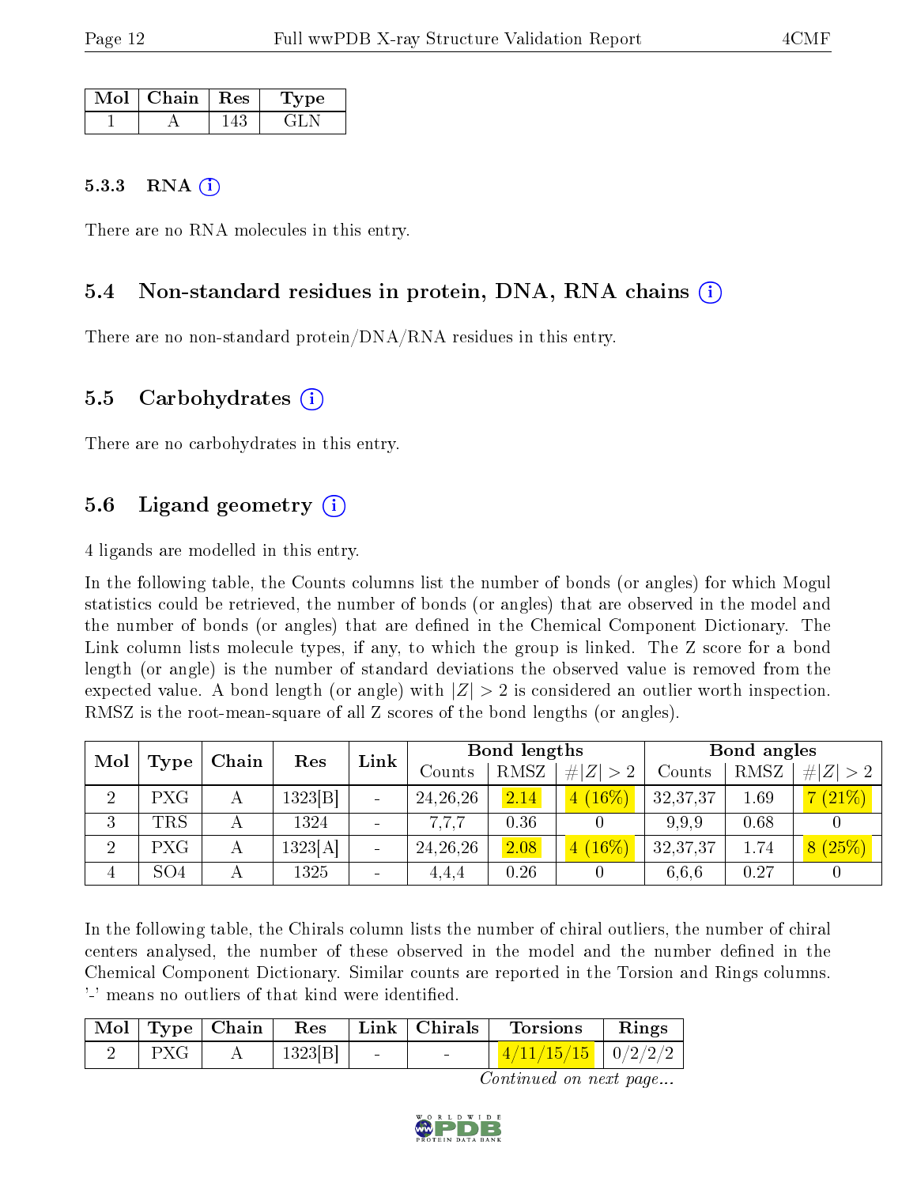| Mol | Chain | Res | Type |
|---|---|---|---|
| 1 | A | 143 | GLN |

### 5.3.3 RNA (i)

There are no RNA molecules in this entry.

## 5.4 Non-standard residues in protein, DNA, RNA chains (i)

There are no non-standard protein/DNA/RNA residues in this entry.

## 5.5 Carbohydrates (i)

There are no carbohydrates in this entry.

## 5.6 Ligand geometry (i)

4 ligands are modelled in this entry.

In the following table, the Counts columns list the number of bonds (or angles) for which Mogul statistics could be retrieved, the number of bonds (or angles) that are observed in the model and the number of bonds (or angles) that are defined in the Chemical Component Dictionary. The Link column lists molecule types, if any, to which the group is linked. The Z score for a bond length (or angle) is the number of standard deviations the observed value is removed from the expected value. A bond length (or angle) with $|Z| > 2$ is considered an outlier worth inspection. RMSZ is the root-mean-square of all Z scores of the bond lengths (or angles).

| Mol | Type | Chain | Res | Link | Bond lengths | | | Bond angles | | |
|---|---|---|---|---|---|---|---|---|---|---|
| | | | | | Counts | RMSZ | $\#\|Z\| > 2$ | Counts | RMSZ | $\#\|Z\| > 2$ |
| 2 | PXG | A | 1323[B] | - | 24,26,26 | 2.14 | 4 (16%) | 32,37,37 | 1.69 | 7 (21%) |
| 3 | TRS | A | 1324 | - | 7,7,7 | 0.36 | 0 | 9,9,9 | 0.68 | 0 |
| 2 | PXG | A | 1323[A] | - | 24,26,26 | 2.08 | 4 (16%) | 32,37,37 | 1.74 | 8 (25%) |
| 4 | SO4 | A | 1325 | - | 4,4,4 | 0.26 | 0 | 6,6,6 | 0.27 | 0 |

In the following table, the Chirals column lists the number of chiral outliers, the number of chiral centers analysed, the number of these observed in the model and the number defined in the Chemical Component Dictionary. Similar counts are reported in the Torsion and Rings columns. '-' means no outliers of that kind were identified.

| Mol | Type | Chain | Res | Link | Chirals | Torsions | Rings |
|---|---|---|---|---|---|---|---|
| 2 | PXG | A | 1323[B] | - | - | 4/11/15/15 | 0/2/2/2 |

*Continued on next page...*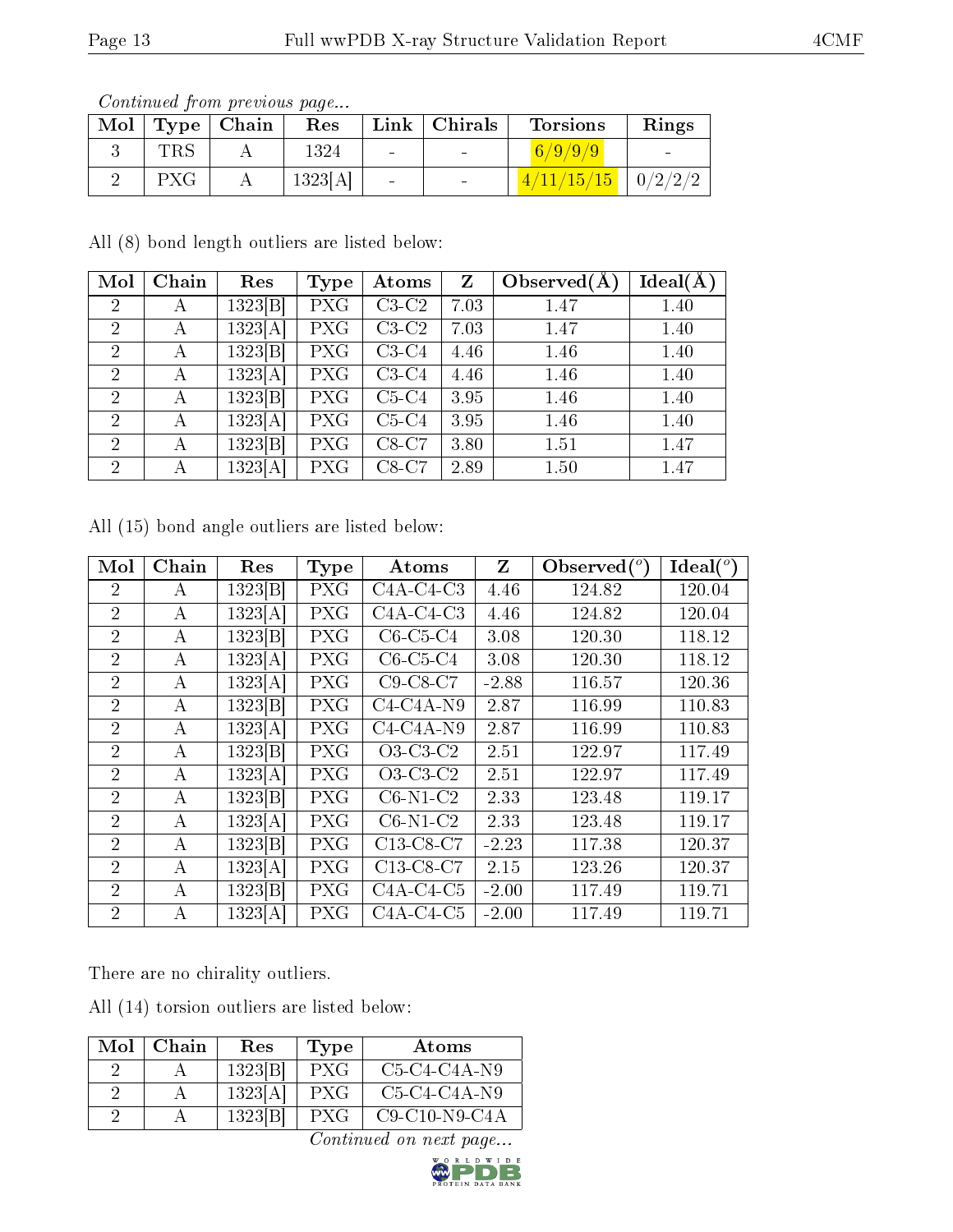*Continued from previous page...*

| Mol | Type | Chain | Res | Link | Chirals | Torsions | Rings |
|---|---|---|---|---|---|---|---|
| 3 | TRS | A | 1324 | - | - | 6/9/9/9 | - |
| 2 | PXG | A | 1323[A] | - | - | 4/11/15/15 | 0/2/2/2 |

All (8) bond length outliers are listed below:

| Mol | Chain | Res | Type | Atoms | Z | Observed(Å) | Ideal(Å) |
|---|---|---|---|---|---|---|---|
| 2 | A | 1323[B] | PXG | C3-C2 | 7.03 | 1.47 | 1.40 |
| 2 | A | 1323[A] | PXG | C3-C2 | 7.03 | 1.47 | 1.40 |
| 2 | A | 1323[B] | PXG | C3-C4 | 4.46 | 1.46 | 1.40 |
| 2 | A | 1323[A] | PXG | C3-C4 | 4.46 | 1.46 | 1.40 |
| 2 | A | 1323[B] | PXG | C5-C4 | 3.95 | 1.46 | 1.40 |
| 2 | A | 1323[A] | PXG | C5-C4 | 3.95 | 1.46 | 1.40 |
| 2 | A | 1323[B] | PXG | C8-C7 | 3.80 | 1.51 | 1.47 |
| 2 | A | 1323[A] | PXG | C8-C7 | 2.89 | 1.50 | 1.47 |

All (15) bond angle outliers are listed below:

| Mol | Chain | Res | Type | Atoms | Z | Observed(°) | Ideal(°) |
|---|---|---|---|---|---|---|---|
| 2 | A | 1323[B] | PXG | C4A-C4-C3 | 4.46 | 124.82 | 120.04 |
| 2 | A | 1323[A] | PXG | C4A-C4-C3 | 4.46 | 124.82 | 120.04 |
| 2 | A | 1323[B] | PXG | C6-C5-C4 | 3.08 | 120.30 | 118.12 |
| 2 | A | 1323[A] | PXG | C6-C5-C4 | 3.08 | 120.30 | 118.12 |
| 2 | A | 1323[A] | PXG | C9-C8-C7 | -2.88 | 116.57 | 120.36 |
| 2 | A | 1323[B] | PXG | C4-C4A-N9 | 2.87 | 116.99 | 110.83 |
| 2 | A | 1323[A] | PXG | C4-C4A-N9 | 2.87 | 116.99 | 110.83 |
| 2 | A | 1323[B] | PXG | O3-C3-C2 | 2.51 | 122.97 | 117.49 |
| 2 | A | 1323[A] | PXG | O3-C3-C2 | 2.51 | 122.97 | 117.49 |
| 2 | A | 1323[B] | PXG | C6-N1-C2 | 2.33 | 123.48 | 119.17 |
| 2 | A | 1323[A] | PXG | C6-N1-C2 | 2.33 | 123.48 | 119.17 |
| 2 | A | 1323[B] | PXG | C13-C8-C7 | -2.23 | 117.38 | 120.37 |
| 2 | A | 1323[A] | PXG | C13-C8-C7 | 2.15 | 123.26 | 120.37 |
| 2 | A | 1323[B] | PXG | C4A-C4-C5 | -2.00 | 117.49 | 119.71 |
| 2 | A | 1323[A] | PXG | C4A-C4-C5 | -2.00 | 117.49 | 119.71 |

There are no chirality outliers.

All (14) torsion outliers are listed below:

| Mol | Chain | Res | Type | Atoms |
|---|---|---|---|---|
| 2 | A | 1323[B] | PXG | C5-C4-C4A-N9 |
| 2 | A | 1323[A] | PXG | C5-C4-C4A-N9 |
| 2 | A | 1323[B] | PXG | C9-C10-N9-C4A |

*Continued on next page...*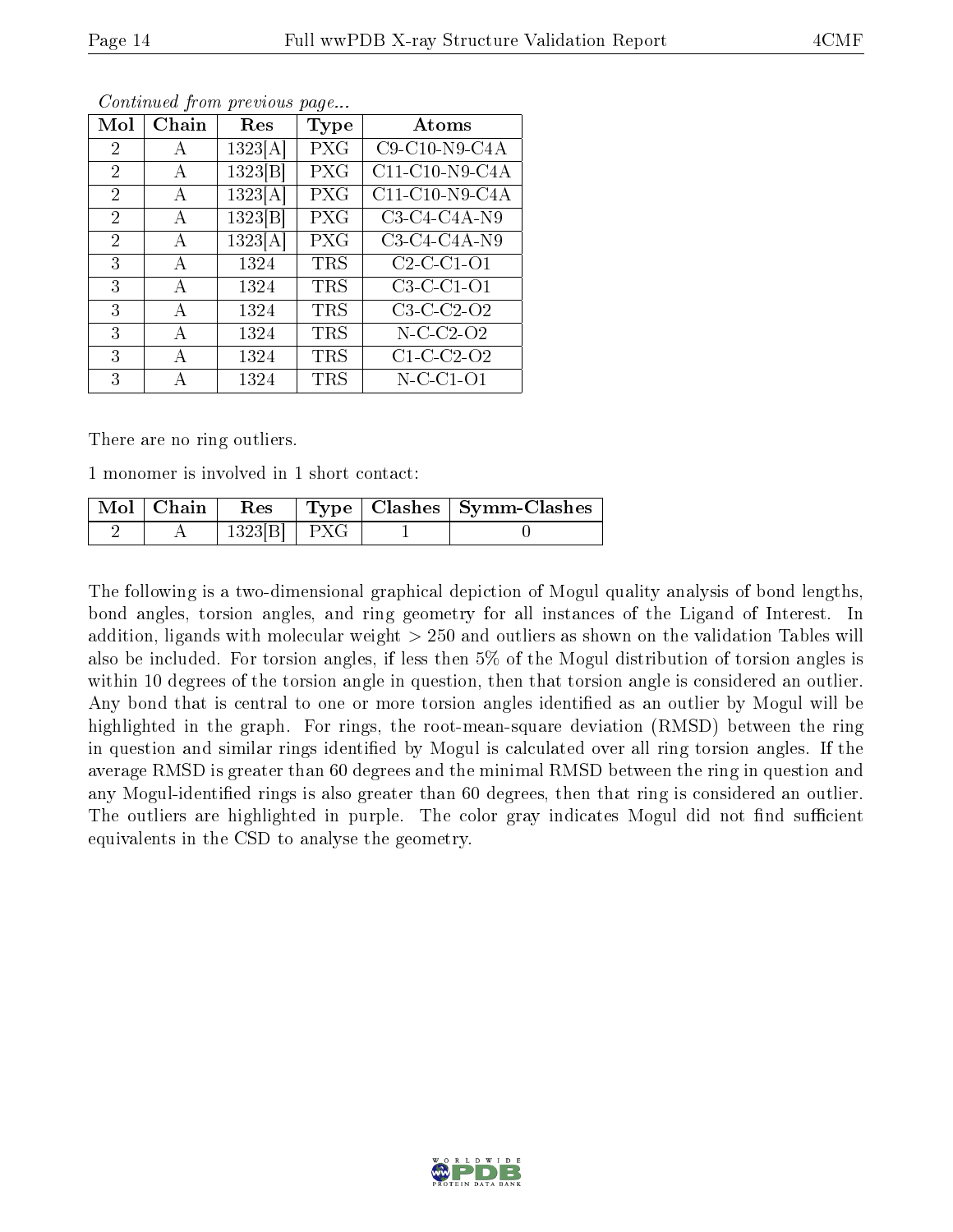*Continued from previous page...*

| Mol | Chain | Res | Type | Atoms |
|---|---|---|---|---|
| 2 | A | 1323[A] | PXG | C9-C10-N9-C4A |
| 2 | A | 1323[B] | PXG | C11-C10-N9-C4A |
| 2 | A | 1323[A] | PXG | C11-C10-N9-C4A |
| 2 | A | 1323[B] | PXG | C3-C4-C4A-N9 |
| 2 | A | 1323[A] | PXG | C3-C4-C4A-N9 |
| 3 | A | 1324 | TRS | C2-C-C1-O1 |
| 3 | A | 1324 | TRS | C3-C-C1-O1 |
| 3 | A | 1324 | TRS | C3-C-C2-O2 |
| 3 | A | 1324 | TRS | N-C-C2-O2 |
| 3 | A | 1324 | TRS | C1-C-C2-O2 |
| 3 | A | 1324 | TRS | N-C-C1-O1 |

There are no ring outliers.

1 monomer is involved in 1 short contact:

| Mol | Chain | Res | Type | Clashes | Symm-Clashes |
|---|---|---|---|---|---|
| 2 | A | 1323[B] | PXG | 1 | 0 |

The following is a two-dimensional graphical depiction of Mogul quality analysis of bond lengths, bond angles, torsion angles, and ring geometry for all instances of the Ligand of Interest. In addition, ligands with molecular weight > 250 and outliers as shown on the validation Tables will also be included. For torsion angles, if less then 5% of the Mogul distribution of torsion angles is within 10 degrees of the torsion angle in question, then that torsion angle is considered an outlier. Any bond that is central to one or more torsion angles identified as an outlier by Mogul will be highlighted in the graph. For rings, the root-mean-square deviation (RMSD) between the ring in question and similar rings identified by Mogul is calculated over all ring torsion angles. If the average RMSD is greater than 60 degrees and the minimal RMSD between the ring in question and any Mogul-identified rings is also greater than 60 degrees, then that ring is considered an outlier. The outliers are highlighted in purple. The color gray indicates Mogul did not find sufficient equivalents in the CSD to analyse the geometry.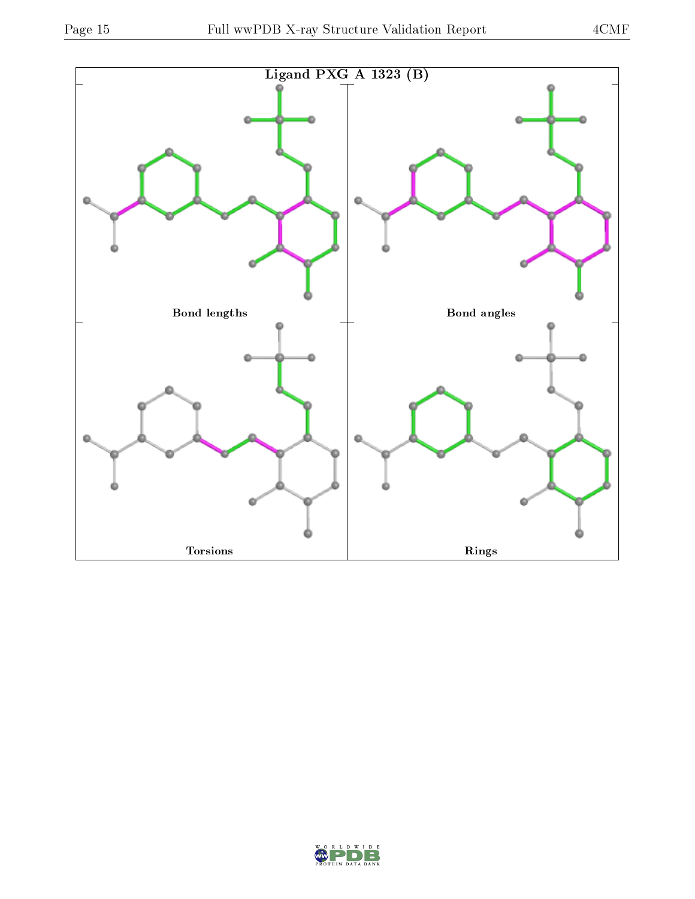Ligand PXG A 1323 (B)

Bond lengths

Bond angles

Torsions

Rings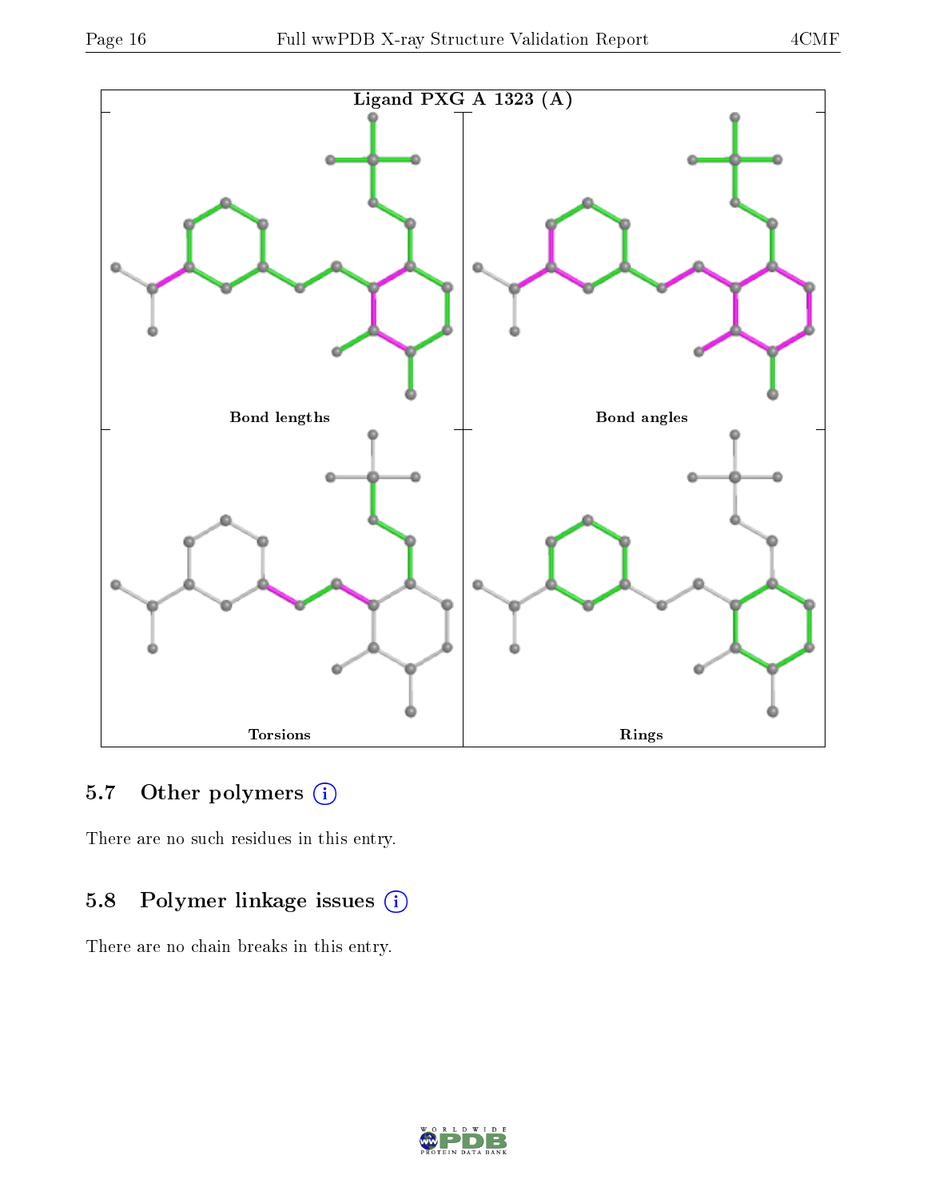Ligand PXG A 1323 (A)

Bond lengths

Bond angles

Torsions

Rings

### 5.7 Other polymers (i)

There are no such residues in this entry.

### 5.8 Polymer linkage issues (i)

There are no chain breaks in this entry.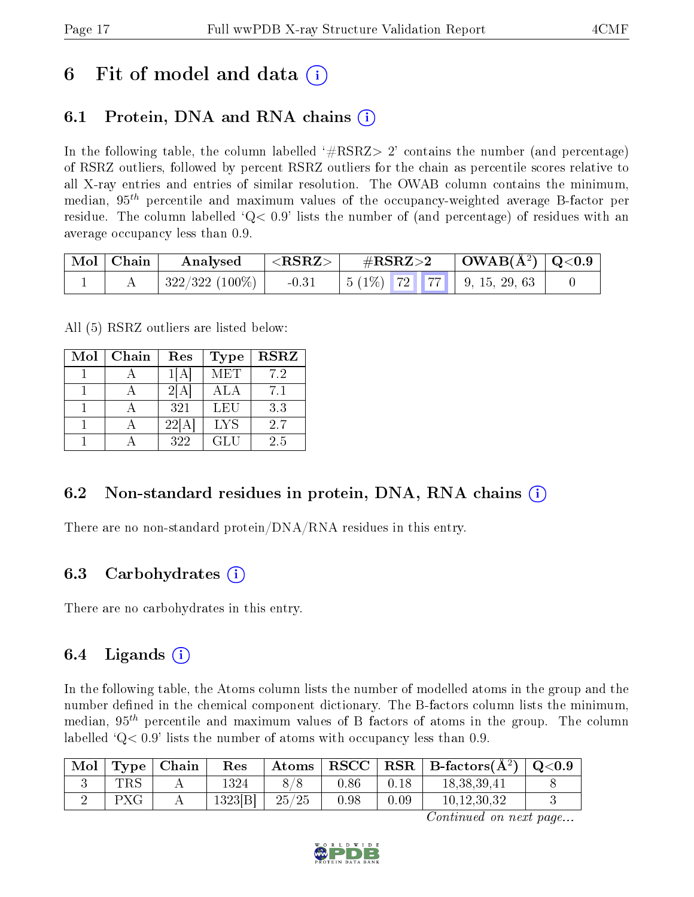# 6 Fit of model and data (i)

## 6.1 Protein, DNA and RNA chains (i)

In the following table, the column labelled '#RSRZ> 2' contains the number (and percentage) of RSRZ outliers, followed by percent RSRZ outliers for the chain as percentile scores relative to all X-ray entries and entries of similar resolution. The OWAB column contains the minimum, median, $95^{th}$ percentile and maximum values of the occupancy-weighted average B-factor per residue. The column labelled 'Q< 0.9' lists the number of (and percentage) of residues with an average occupancy less than 0.9.

| Mol | Chain | Analysed | <RSRZ> | #RSRZ>2 | | | OWAB(Å$^2$) | Q<0.9 |
|---|---|---|---|---|---|---|---|---|
| 1 | A | 322/322 (100%) | -0.31 | 5 (1%) | 72 | 77 | 9, 15, 29, 63 | 0 |

All (5) RSRZ outliers are listed below:

| Mol | Chain | Res | Type | RSRZ |
|---|---|---|---|---|
| 1 | A | 1[A] | MET | 7.2 |
| 1 | A | 2[A] | ALA | 7.1 |
| 1 | A | 321 | LEU | 3.3 |
| 1 | A | 22[A] | LYS | 2.7 |
| 1 | A | 322 | GLU | 2.5 |

## 6.2 Non-standard residues in protein, DNA, RNA chains (i)

There are no non-standard protein/DNA/RNA residues in this entry.

## 6.3 Carbohydrates (i)

There are no carbohydrates in this entry.

## 6.4 Ligands (i)

In the following table, the Atoms column lists the number of modelled atoms in the group and the number defined in the chemical component dictionary. The B-factors column lists the minimum, median, $95^{th}$ percentile and maximum values of B factors of atoms in the group. The column labelled 'Q< 0.9' lists the number of atoms with occupancy less than 0.9.

| Mol | Type | Chain | Res | Atoms | RSCC | RSR | B-factors(Å$^2$) | Q<0.9 |
|---|---|---|---|---|---|---|---|---|
| 3 | TRS | A | 1324 | 8/8 | 0.86 | 0.18 | 18,38,39,41 | 8 |
| 2 | PXG | A | 1323[B] | 25/25 | 0.98 | 0.09 | 10,12,30,32 | 3 |

*Continued on next page...*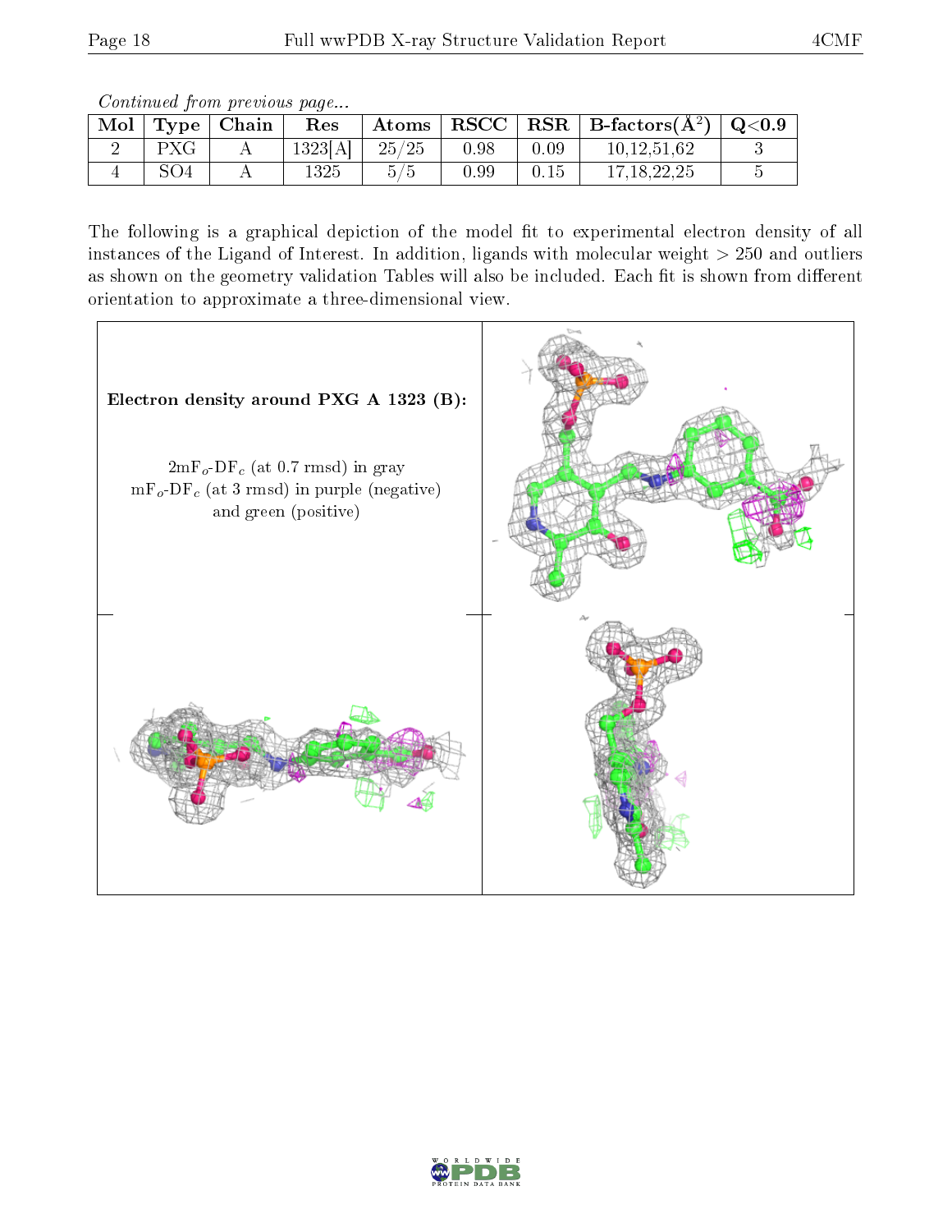*Continued from previous page...*

| Mol | Type | Chain | Res | Atoms | RSCC | RSR | B-factors($Å^2$) | Q<0.9 |
|---|---|---|---|---|---|---|---|---|
| 2 | PXG | A | 1323[A] | 25/25 | 0.98 | 0.09 | 10,12,51,62 | 3 |
| 4 | SO4 | A | 1325 | 5/5 | 0.99 | 0.15 | 17,18,22,25 | 5 |

The following is a graphical depiction of the model fit to experimental electron density of all instances of the Ligand of Interest. In addition, ligands with molecular weight > 250 and outliers as shown on the geometry validation Tables will also be included. Each fit is shown from different orientation to approximate a three-dimensional view.

**Electron density around PXG A 1323 (B):**

$2mF_o$-$DF_c$ (at 0.7 rmsd) in gray
$mF_o$-$DF_c$ (at 3 rmsd) in purple (negative)
and green (positive)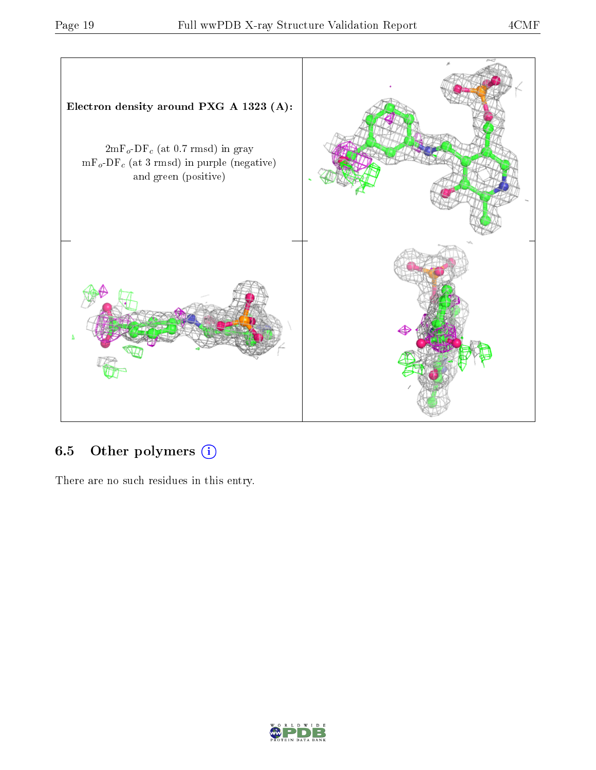**Electron density around PXG A 1323 (A):**

$2mF_o$-$DF_c$ (at 0.7 rmsd) in gray
$mF_o$-$DF_c$ (at 3 rmsd) in purple (negative)
and green (positive)

### 6.5 Other polymers

There are no such residues in this entry.